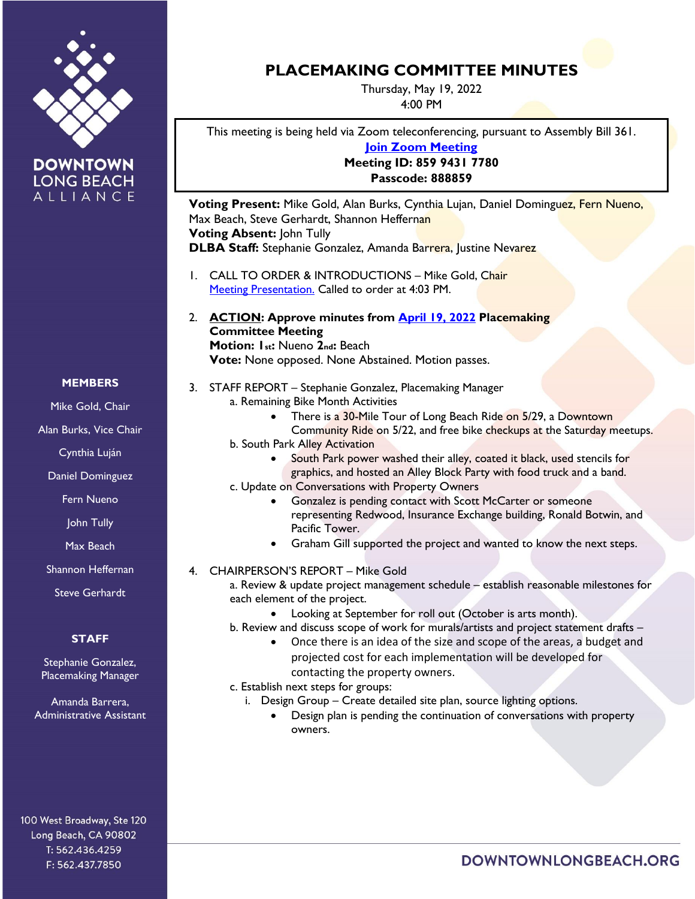DOWNTOWN LONG BEACH ALLIANCE

# PLACEMAKING COMMITTEE MINUTES

Thursday, May 19, 2022
4:00 PM

This meeting is being held via Zoom teleconferencing, pursuant to Assembly Bill 361.
[Join Zoom Meeting]
**Meeting ID: 859 9431 7780**
**Passcode: 888859**

**Voting Present:** Mike Gold, Alan Burks, Cynthia Lujan, Daniel Dominguez, Fern Nueno, Max Beach, Steve Gerhardt, Shannon Heffernan
**Voting Absent:** John Tully
**DLBA Staff:** Stephanie Gonzalez, Amanda Barrera, Justine Nevarez

1. CALL TO ORDER & INTRODUCTIONS – Mike Gold, Chair
   [Meeting Presentation.] Called to order at 4:03 PM.

2. **ACTION: Approve minutes from [April 19, 2022] Placemaking Committee Meeting**
   **Motion: 1st:** Nueno **2nd:** Beach
   **Vote:** None opposed. None Abstained. Motion passes.

3. STAFF REPORT – Stephanie Gonzalez, Placemaking Manager
   a. Remaining Bike Month Activities
      - There is a 30-Mile Tour of Long Beach Ride on 5/29, a Downtown Community Ride on 5/22, and free bike checkups at the Saturday meetups.
   
   b. South Park Alley Activation
      - South Park power washed their alley, coated it black, used stencils for graphics, and hosted an Alley Block Party with food truck and a band.
   
   c. Update on Conversations with Property Owners
      - Gonzalez is pending contact with Scott McCarter or someone representing Redwood, Insurance Exchange building, Ronald Botwin, and Pacific Tower.
      - Graham Gill supported the project and wanted to know the next steps.

4. CHAIRPERSON'S REPORT – Mike Gold
   a. Review & update project management schedule – establish reasonable milestones for each element of the project.
      - Looking at September for roll out (October is arts month).
   
   b. Review and discuss scope of work for murals/artists and project statement drafts –
      - Once there is an idea of the size and scope of the areas, a budget and projected cost for each implementation will be developed for contacting the property owners.
   
   c. Establish next steps for groups:
      i. Design Group – Create detailed site plan, source lighting options.
         - Design plan is pending the continuation of conversations with property owners.

**MEMBERS**

Mike Gold, Chair
Alan Burks, Vice Chair
Cynthia Luján
Daniel Dominguez
Fern Nueno
John Tully
Max Beach
Shannon Heffernan
Steve Gerhardt

**STAFF**

Stephanie Gonzalez, Placemaking Manager

Amanda Barrera, Administrative Assistant

100 West Broadway, Ste 120
Long Beach, CA 90802
T: 562.436.4259
F: 562.437.7850

DOWNTOWNLONGBEACH.ORG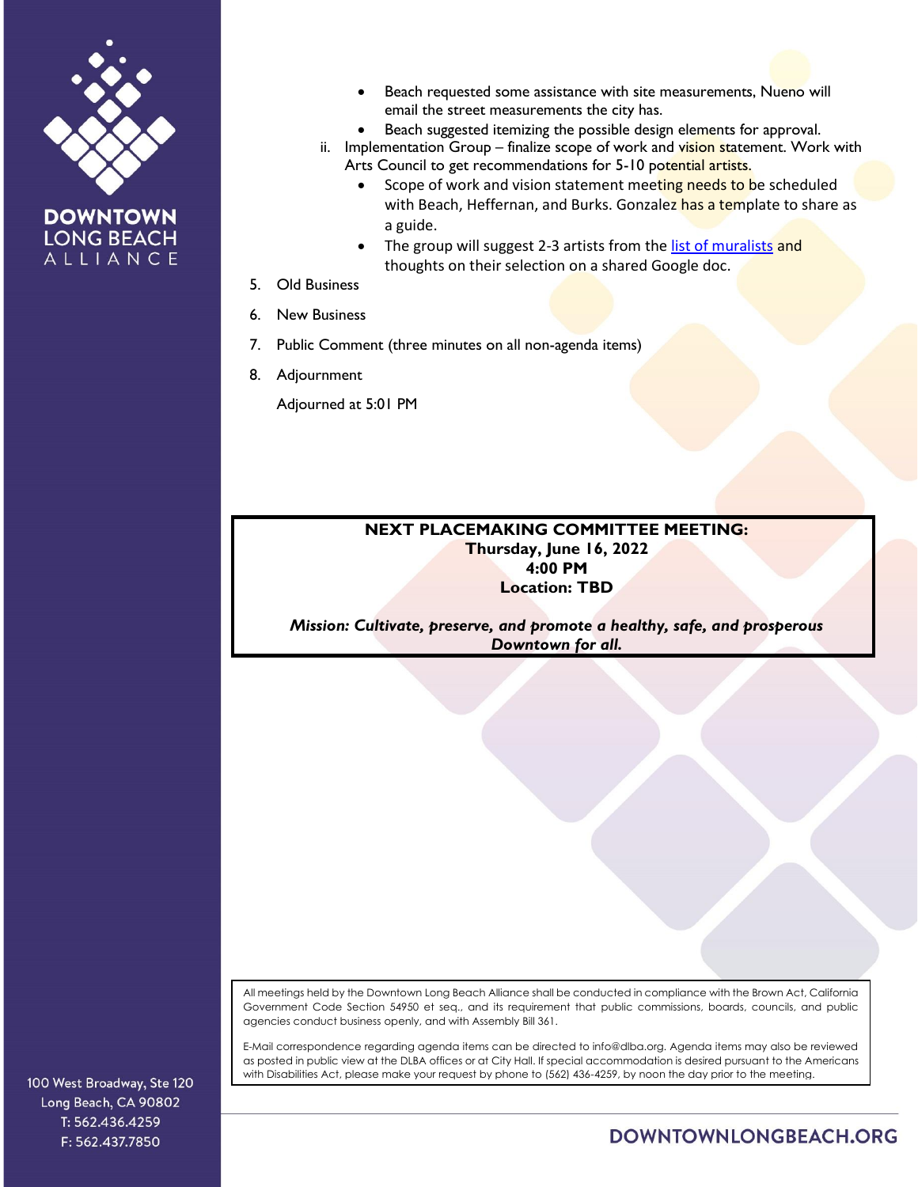- Beach requested some assistance with site measurements, Nueno will email the street measurements the city has.
- Beach suggested itemizing the possible design elements for approval.

ii. Implementation Group – finalize scope of work and vision statement. Work with Arts Council to get recommendations for 5-10 potential artists.

- Scope of work and vision statement meeting needs to be scheduled with Beach, Heffernan, and Burks. Gonzalez has a template to share as a guide.
- The group will suggest 2-3 artists from the list of muralists and thoughts on their selection on a shared Google doc.

5. Old Business
6. New Business
7. Public Comment (three minutes on all non-agenda items)
8. Adjournment

Adjourned at 5:01 PM

**NEXT PLACEMAKING COMMITTEE MEETING:**
**Thursday, June 16, 2022**
**4:00 PM**
**Location: TBD**

***Mission: Cultivate, preserve, and promote a healthy, safe, and prosperous Downtown for all.***

All meetings held by the Downtown Long Beach Alliance shall be conducted in compliance with the Brown Act, California Government Code Section 54950 et seq., and its requirement that public commissions, boards, councils, and public agencies conduct business openly, and with Assembly Bill 361.

E-Mail correspondence regarding agenda items can be directed to info@dlba.org. Agenda items may also be reviewed as posted in public view at the DLBA offices or at City Hall. If special accommodation is desired pursuant to the Americans with Disabilities Act, please make your request by phone to (562) 436-4259, by noon the day prior to the meeting.